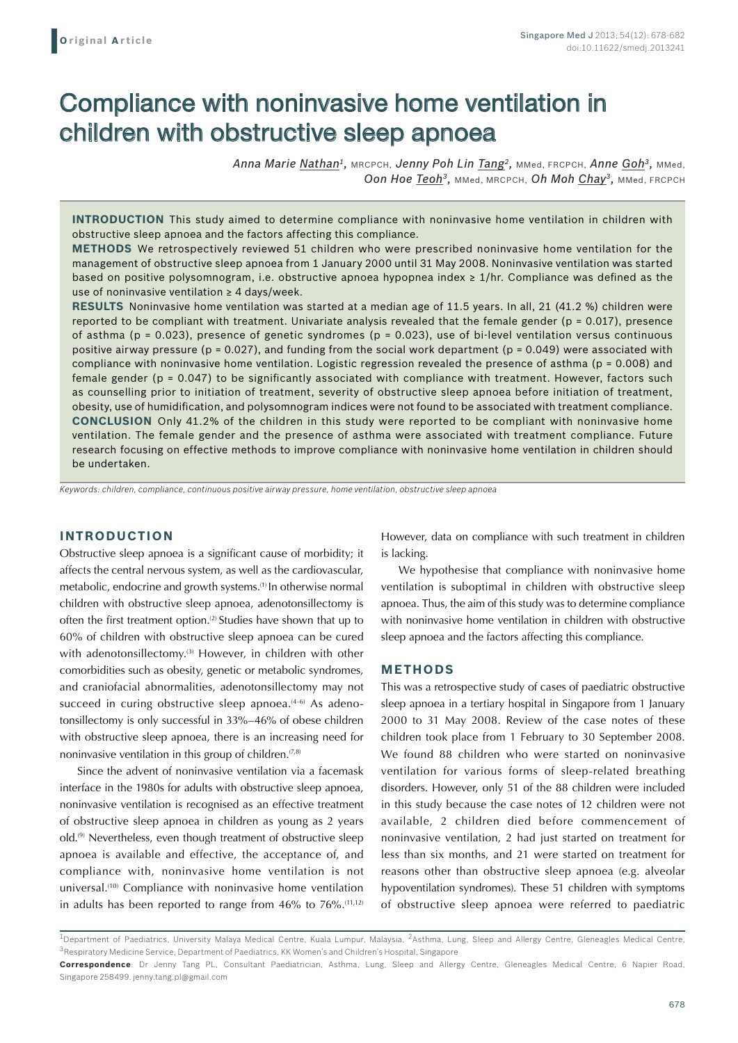**Original Article**

# Compliance with noninvasive home ventilation in children with obstructive sleep apnoea

*Anna Marie Nathan*[1], MRCPCH, *Jenny Poh Lin Tang*[2], MMed, FRCPCH, *Anne Goh*[3], MMed, *Oon Hoe Teoh*[3], MMed, MRCPCH, *Oh Moh Chay*[3], MMed, FRCPCH

**INTRODUCTION** This study aimed to determine compliance with noninvasive home ventilation in children with obstructive sleep apnoea and the factors affecting this compliance.

**METHODS** We retrospectively reviewed 51 children who were prescribed noninvasive home ventilation for the management of obstructive sleep apnoea from 1 January 2000 until 31 May 2008. Noninvasive ventilation was started based on positive polysomnogram, i.e. obstructive apnoea hypopnea index ≥ 1/hr. Compliance was defined as the use of noninvasive ventilation ≥ 4 days/week.

**RESULTS** Noninvasive home ventilation was started at a median age of 11.5 years. In all, 21 (41.2 %) children were reported to be compliant with treatment. Univariate analysis revealed that the female gender ($p = 0.017$), presence of asthma ($p = 0.023$), presence of genetic syndromes ($p = 0.023$), use of bi-level ventilation versus continuous positive airway pressure ($p = 0.027$), and funding from the social work department ($p = 0.049$) were associated with compliance with noninvasive home ventilation. Logistic regression revealed the presence of asthma ($p = 0.008$) and female gender ($p = 0.047$) to be significantly associated with compliance with treatment. However, factors such as counselling prior to initiation of treatment, severity of obstructive sleep apnoea before initiation of treatment, obesity, use of humidification, and polysomnogram indices were not found to be associated with treatment compliance.

**CONCLUSION** Only 41.2% of the children in this study were reported to be compliant with noninvasive home ventilation. The female gender and the presence of asthma were associated with treatment compliance. Future research focusing on effective methods to improve compliance with noninvasive home ventilation in children should be undertaken.

*Keywords: children, compliance, continuous positive airway pressure, home ventilation, obstructive sleep apnoea*

## INTRODUCTION

Obstructive sleep apnoea is a significant cause of morbidity; it affects the central nervous system, as well as the cardiovascular, metabolic, endocrine and growth systems.[1] In otherwise normal children with obstructive sleep apnoea, adenotonsillectomy is often the first treatment option.[2] Studies have shown that up to 60% of children with obstructive sleep apnoea can be cured with adenotonsillectomy.[3] However, in children with other comorbidities such as obesity, genetic or metabolic syndromes, and craniofacial abnormalities, adenotonsillectomy may not succeed in curing obstructive sleep apnoea.[4-6] As adenotonsillectomy is only successful in 33%–46% of obese children with obstructive sleep apnoea, there is an increasing need for noninvasive ventilation in this group of children.[7,8]

Since the advent of noninvasive ventilation via a facemask interface in the 1980s for adults with obstructive sleep apnoea, noninvasive ventilation is recognised as an effective treatment of obstructive sleep apnoea in children as young as 2 years old.[9] Nevertheless, even though treatment of obstructive sleep apnoea is available and effective, the acceptance of, and compliance with, noninvasive home ventilation is not universal.[10] Compliance with noninvasive home ventilation in adults has been reported to range from 46% to 76%.[11,12] However, data on compliance with such treatment in children is lacking.

We hypothesise that compliance with noninvasive home ventilation is suboptimal in children with obstructive sleep apnoea. Thus, the aim of this study was to determine compliance with noninvasive home ventilation in children with obstructive sleep apnoea and the factors affecting this compliance.

## METHODS

This was a retrospective study of cases of paediatric obstructive sleep apnoea in a tertiary hospital in Singapore from 1 January 2000 to 31 May 2008. Review of the case notes of these children took place from 1 February to 30 September 2008. We found 88 children who were started on noninvasive ventilation for various forms of sleep-related breathing disorders. However, only 51 of the 88 children were included in this study because the case notes of 12 children were not available, 2 children died before commencement of noninvasive ventilation, 2 had just started on treatment for less than six months, and 21 were started on treatment for reasons other than obstructive sleep apnoea (e.g. alveolar hypoventilation syndromes). These 51 children with symptoms of obstructive sleep apnoea were referred to paediatric

[1]Department of Paediatrics, University Malaya Medical Centre, Kuala Lumpur, Malaysia, [2]Asthma, Lung, Sleep and Allergy Centre, Gleneagles Medical Centre, [3]Respiratory Medicine Service, Department of Paediatrics, KK Women's and Children's Hospital, Singapore

**Correspondence**: Dr Jenny Tang PL, Consultant Paediatrician, Asthma, Lung, Sleep and Allergy Centre, Gleneagles Medical Centre, 6 Napier Road, Singapore 258499. jenny.tang.pl@gmail.com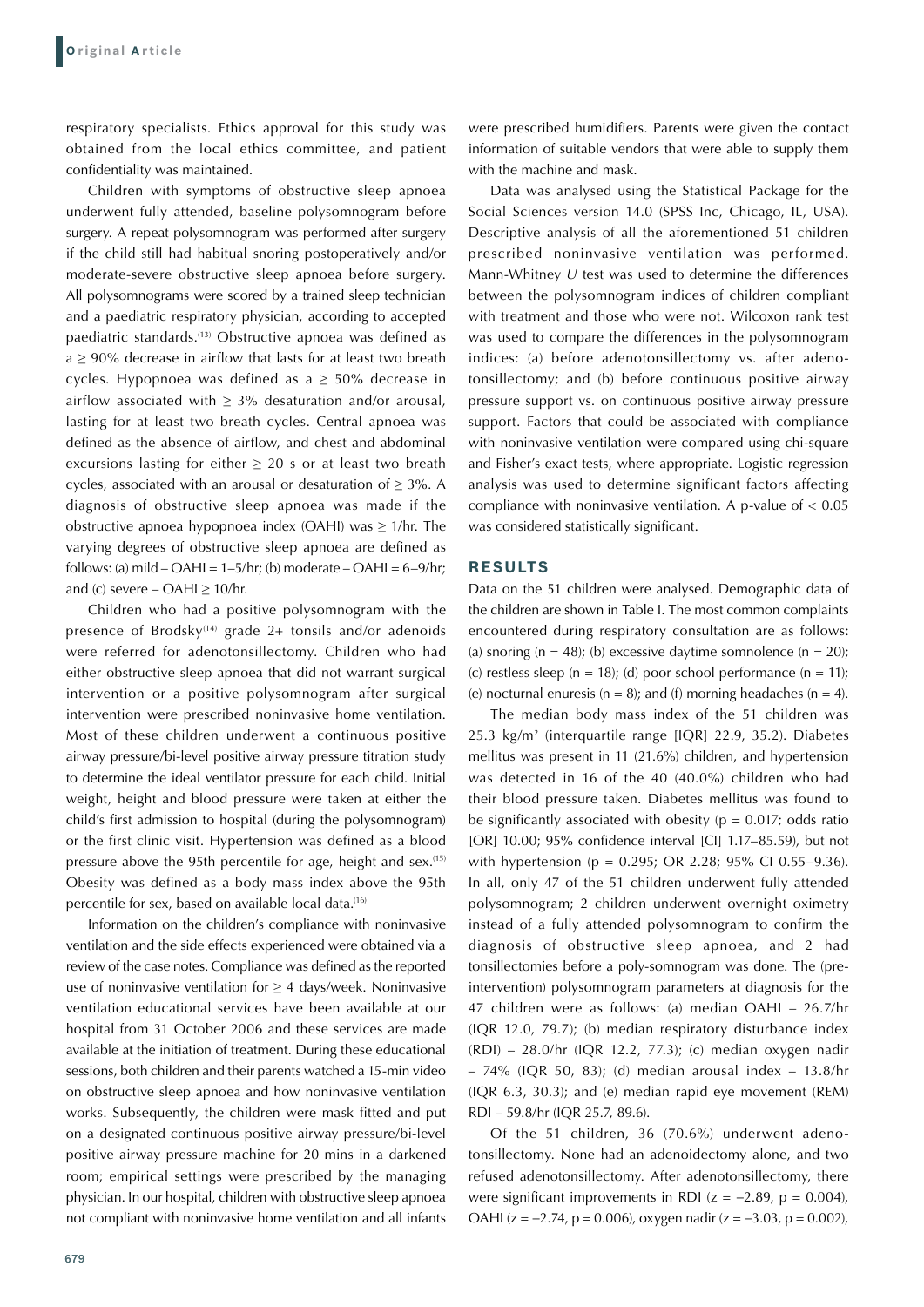respiratory specialists. Ethics approval for this study was obtained from the local ethics committee, and patient confidentiality was maintained.

Children with symptoms of obstructive sleep apnoea underwent fully attended, baseline polysomnogram before surgery. A repeat polysomnogram was performed after surgery if the child still had habitual snoring postoperatively and/or moderate-severe obstructive sleep apnoea before surgery. All polysomnograms were scored by a trained sleep technician and a paediatric respiratory physician, according to accepted paediatric standards.[13] Obstructive apnoea was defined as a ≥ 90% decrease in airflow that lasts for at least two breath cycles. Hypopnoea was defined as a ≥ 50% decrease in airflow associated with ≥ 3% desaturation and/or arousal, lasting for at least two breath cycles. Central apnoea was defined as the absence of airflow, and chest and abdominal excursions lasting for either ≥ 20 s or at least two breath cycles, associated with an arousal or desaturation of ≥ 3%. A diagnosis of obstructive sleep apnoea was made if the obstructive apnoea hypopnoea index (OAHI) was ≥ 1/hr. The varying degrees of obstructive sleep apnoea are defined as follows: (a) mild – OAHI = 1–5/hr; (b) moderate – OAHI = 6–9/hr; and (c) severe – OAHI ≥ 10/hr.

Children who had a positive polysomnogram with the presence of Brodsky[14] grade 2+ tonsils and/or adenoids were referred for adenotonsillectomy. Children who had either obstructive sleep apnoea that did not warrant surgical intervention or a positive polysomnogram after surgical intervention were prescribed noninvasive home ventilation. Most of these children underwent a continuous positive airway pressure/bi-level positive airway pressure titration study to determine the ideal ventilator pressure for each child. Initial weight, height and blood pressure were taken at either the child's first admission to hospital (during the polysomnogram) or the first clinic visit. Hypertension was defined as a blood pressure above the 95th percentile for age, height and sex.[15] Obesity was defined as a body mass index above the 95th percentile for sex, based on available local data.[16]

Information on the children's compliance with noninvasive ventilation and the side effects experienced were obtained via a review of the case notes. Compliance was defined as the reported use of noninvasive ventilation for ≥ 4 days/week. Noninvasive ventilation educational services have been available at our hospital from 31 October 2006 and these services are made available at the initiation of treatment. During these educational sessions, both children and their parents watched a 15-min video on obstructive sleep apnoea and how noninvasive ventilation works. Subsequently, the children were mask fitted and put on a designated continuous positive airway pressure/bi-level positive airway pressure machine for 20 mins in a darkened room; empirical settings were prescribed by the managing physician. In our hospital, children with obstructive sleep apnoea not compliant with noninvasive home ventilation and all infants were prescribed humidifiers. Parents were given the contact information of suitable vendors that were able to supply them with the machine and mask.

Data was analysed using the Statistical Package for the Social Sciences version 14.0 (SPSS Inc, Chicago, IL, USA). Descriptive analysis of all the aforementioned 51 children prescribed noninvasive ventilation was performed. Mann-Whitney *U* test was used to determine the differences between the polysomnogram indices of children compliant with treatment and those who were not. Wilcoxon rank test was used to compare the differences in the polysomnogram indices: (a) before adenotonsillectomy vs. after adenotonsillectomy; and (b) before continuous positive airway pressure support vs. on continuous positive airway pressure support. Factors that could be associated with compliance with noninvasive ventilation were compared using chi-square and Fisher's exact tests, where appropriate. Logistic regression analysis was used to determine significant factors affecting compliance with noninvasive ventilation. A p-value of < 0.05 was considered statistically significant.

## RESULTS

Data on the 51 children were analysed. Demographic data of the children are shown in Table I. The most common complaints encountered during respiratory consultation are as follows: (a) snoring (n = 48); (b) excessive daytime somnolence (n = 20); (c) restless sleep (n = 18); (d) poor school performance (n = 11); (e) nocturnal enuresis (n = 8); and (f) morning headaches (n = 4).

The median body mass index of the 51 children was 25.3 kg/m$^2$ (interquartile range [IQR] 22.9, 35.2). Diabetes mellitus was present in 11 (21.6%) children, and hypertension was detected in 16 of the 40 (40.0%) children who had their blood pressure taken. Diabetes mellitus was found to be significantly associated with obesity (p = 0.017; odds ratio [OR] 10.00; 95% confidence interval [CI] 1.17–85.59), but not with hypertension (p = 0.295; OR 2.28; 95% CI 0.55–9.36). In all, only 47 of the 51 children underwent fully attended polysomnogram; 2 children underwent overnight oximetry instead of a fully attended polysomnogram to confirm the diagnosis of obstructive sleep apnoea, and 2 had tonsillectomies before a poly-somnogram was done. The (pre-intervention) polysomnogram parameters at diagnosis for the 47 children were as follows: (a) median OAHI – 26.7/hr (IQR 12.0, 79.7); (b) median respiratory disturbance index (RDI) – 28.0/hr (IQR 12.2, 77.3); (c) median oxygen nadir – 74% (IQR 50, 83); (d) median arousal index – 13.8/hr (IQR 6.3, 30.3); and (e) median rapid eye movement (REM) RDI – 59.8/hr (IQR 25.7, 89.6).

Of the 51 children, 36 (70.6%) underwent adenotonsillectomy. None had an adenoidectomy alone, and two refused adenotonsillectomy. After adenotonsillectomy, there were significant improvements in RDI (z = −2.89, p = 0.004), OAHI (z = −2.74, p = 0.006), oxygen nadir (z = −3.03, p = 0.002),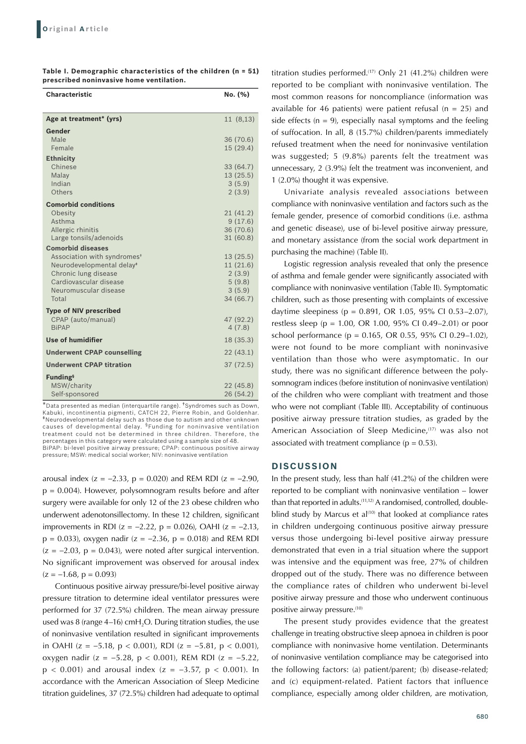**Table I. Demographic characteristics of the children (n = 51) prescribed noninvasive home ventilation.**

| Characteristic | No. (%) |
|---|---|
| **Age at treatment* (yrs)** | 11 (8,13) |
| **Gender** | |
| Male | 36 (70.6) |
| Female | 15 (29.4) |
| **Ethnicity** | |
| Chinese | 33 (64.7) |
| Malay | 13 (25.5) |
| Indian | 3 (5.9) |
| Others | 2 (3.9) |
| **Comorbid conditions** | |
| Obesity | 21 (41.2) |
| Asthma | 9 (17.6) |
| Allergic rhinitis | 36 (70.6) |
| Large tonsils/adenoids | 31 (60.8) |
| **Comorbid diseases** | |
| Association with syndromes† | 13 (25.5) |
| Neurodevelopmental delay‡ | 11 (21.6) |
| Chronic lung disease | 2 (3.9) |
| Cardiovascular disease | 5 (9.8) |
| Neuromuscular disease | 3 (5.9) |
| Total | 34 (66.7) |
| **Type of NIV prescribed** | |
| CPAP (auto/manual) | 47 (92.2) |
| BiPAP | 4 (7.8) |
| **Use of humidifier** | 18 (35.3) |
| **Underwent CPAP counselling** | 22 (43.1) |
| **Underwent CPAP titration** | 37 (72.5) |
| **Funding§** | |
| MSW/charity | 22 (45.8) |
| Self-sponsored | 26 (54.2) |

*Data presented as median (interquartile range). †Syndromes such as Down, Kabuki, incontinentia pigmenti, CATCH 22, Pierre Robin, and Goldenhar. ‡Neurodevelopmental delay such as those due to autism and other unknown causes of developmental delay. §Funding for noninvasive ventilation treatment could not be determined in three children. Therefore, the percentages in this category were calculated using a sample size of 48.
BiPAP: bi-level positive airway pressure; CPAP: continuous positive airway pressure; MSW: medical social worker; NIV: noninvasive ventilation

arousal index ($z = -2.33$, $p = 0.020$) and REM RDI ($z = -2.90$, $p = 0.004$). However, polysomnogram results before and after surgery were available for only 12 of the 23 obese children who underwent adenotonsillectomy. In these 12 children, significant improvements in RDI ($z = -2.22$, $p = 0.026$), OAHI ($z = -2.13$, $p = 0.033$), oxygen nadir ($z = -2.36$, $p = 0.018$) and REM RDI ($z = -2.03$, $p = 0.043$), were noted after surgical intervention. No significant improvement was observed for arousal index ($z = -1.68$, $p = 0.093$)

Continuous positive airway pressure/bi-level positive airway pressure titration to determine ideal ventilator pressures were performed for 37 (72.5%) children. The mean airway pressure used was 8 (range 4–16) $cmH_2O$. During titration studies, the use of noninvasive ventilation resulted in significant improvements in OAHI ($z = -5.18$, $p < 0.001$), RDI ($z = -5.81$, $p < 0.001$), oxygen nadir ($z = -5.28$, $p < 0.001$), REM RDI ($z = -5.22$, $p < 0.001$) and arousal index ($z = -3.57$, $p < 0.001$). In accordance with the American Association of Sleep Medicine titration guidelines, 37 (72.5%) children had adequate to optimal titration studies performed.[17] Only 21 (41.2%) children were reported to be compliant with noninvasive ventilation. The most common reasons for noncompliance (information was available for 46 patients) were patient refusal (n = 25) and side effects (n = 9), especially nasal symptoms and the feeling of suffocation. In all, 8 (15.7%) children/parents immediately refused treatment when the need for noninvasive ventilation was suggested; 5 (9.8%) parents felt the treatment was unnecessary, 2 (3.9%) felt the treatment was inconvenient, and 1 (2.0%) thought it was expensive.

Univariate analysis revealed associations between compliance with noninvasive ventilation and factors such as the female gender, presence of comorbid conditions (i.e. asthma and genetic disease), use of bi-level positive airway pressure, and monetary assistance (from the social work department in purchasing the machine) (Table II).

Logistic regression analysis revealed that only the presence of asthma and female gender were significantly associated with compliance with noninvasive ventilation (Table II). Symptomatic children, such as those presenting with complaints of excessive daytime sleepiness ($p = 0.891$, OR 1.05, 95% CI 0.53–2.07), restless sleep ($p = 1.00$, OR 1.00, 95% CI 0.49–2.01) or poor school performance ($p = 0.165$, OR 0.55, 95% CI 0.29–1.02), were not found to be more compliant with noninvasive ventilation than those who were asymptomatic. In our study, there was no significant difference between the polysomnogram indices (before institution of noninvasive ventilation) of the children who were compliant with treatment and those who were not compliant (Table III). Acceptability of continuous positive airway pressure titration studies, as graded by the American Association of Sleep Medicine,[17] was also not associated with treatment compliance ($p = 0.53$).

## DISCUSSION

In the present study, less than half (41.2%) of the children were reported to be compliant with noninvasive ventilation – lower than that reported in adults.[11,12] A randomised, controlled, double-blind study by Marcus et al[10] that looked at compliance rates in children undergoing continuous positive airway pressure versus those undergoing bi-level positive airway pressure demonstrated that even in a trial situation where the support was intensive and the equipment was free, 27% of children dropped out of the study. There was no difference between the compliance rates of children who underwent bi-level positive airway pressure and those who underwent continuous positive airway pressure.[10]

The present study provides evidence that the greatest challenge in treating obstructive sleep apnoea in children is poor compliance with noninvasive home ventilation. Determinants of noninvasive ventilation compliance may be categorised into the following factors: (a) patient/parent; (b) disease-related; and (c) equipment-related. Patient factors that influence compliance, especially among older children, are motivation,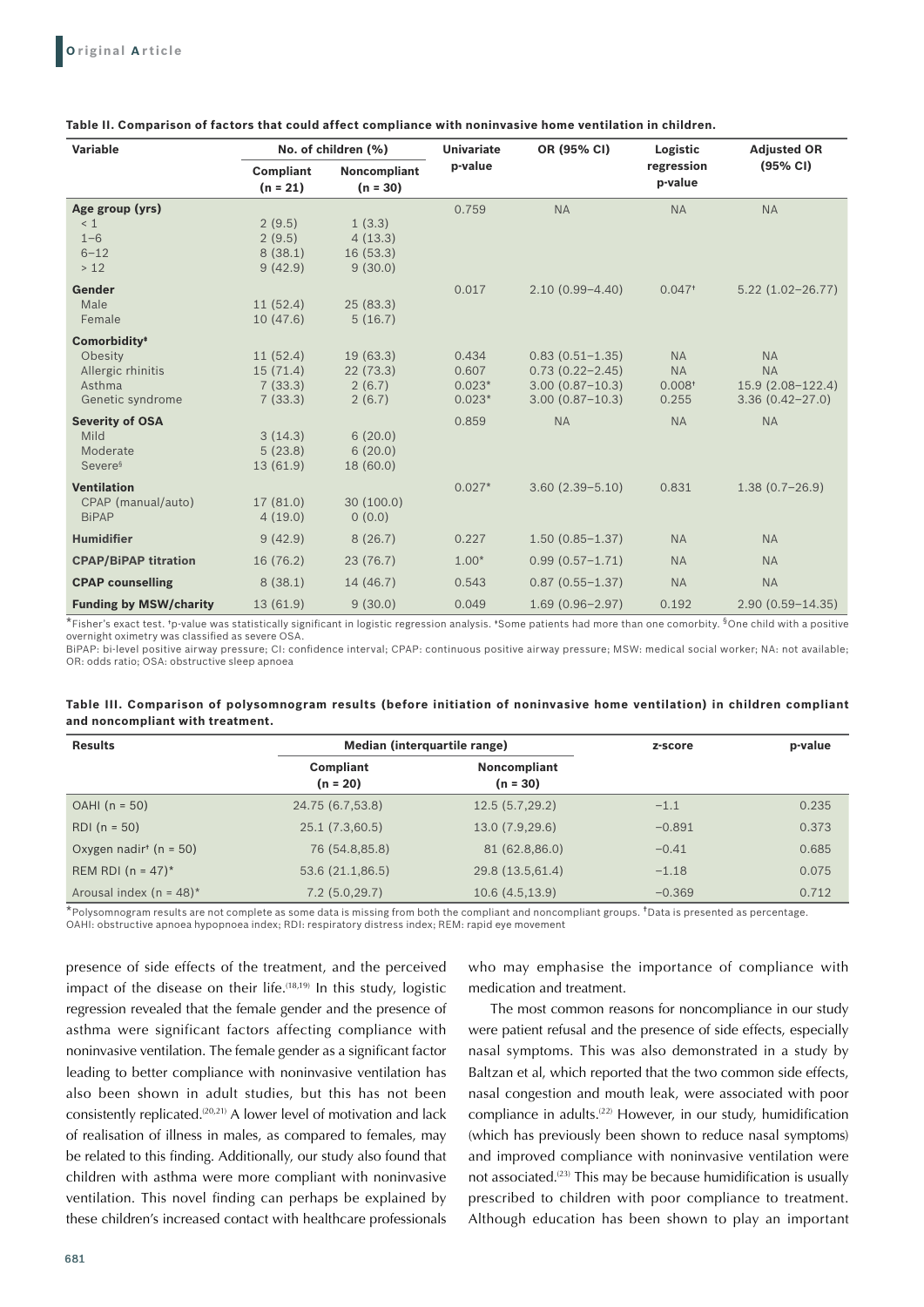**Table II. Comparison of factors that could affect compliance with noninvasive home ventilation in children.**

| Variable | No. of children (%) | | Univariate p-value | OR (95% CI) | Logistic regression p-value | Adjusted OR (95% CI) |
|---|---|---|---|---|---|---|
| | Compliant (n = 21) | Noncompliant (n = 30) | | | | |
| **Age group (yrs)** | | | 0.759 | NA | NA | NA |
| < 1 | 2 (9.5) | 1 (3.3) | | | | |
| 1–6 | 2 (9.5) | 4 (13.3) | | | | |
| 6–12 | 8 (38.1) | 16 (53.3) | | | | |
| > 12 | 9 (42.9) | 9 (30.0) | | | | |
| **Gender** | | | 0.017 | 2.10 (0.99–4.40) | 0.047† | 5.22 (1.02–26.77) |
| Male | 11 (52.4) | 25 (83.3) | | | | |
| Female | 10 (47.6) | 5 (16.7) | | | | |
| **Comorbidity‡** | | | | | | |
| Obesity | 11 (52.4) | 19 (63.3) | 0.434 | 0.83 (0.51–1.35) | NA | NA |
| Allergic rhinitis | 15 (71.4) | 22 (73.3) | 0.607 | 0.73 (0.22–2.45) | NA | NA |
| Asthma | 7 (33.3) | 2 (6.7) | 0.023* | 3.00 (0.87–10.3) | 0.008† | 15.9 (2.08–122.4) |
| Genetic syndrome | 7 (33.3) | 2 (6.7) | 0.023* | 3.00 (0.87–10.3) | 0.255 | 3.36 (0.42–27.0) |
| **Severity of OSA** | | | 0.859 | NA | NA | NA |
| Mild | 3 (14.3) | 6 (20.0) | | | | |
| Moderate | 5 (23.8) | 6 (20.0) | | | | |
| Severe§ | 13 (61.9) | 18 (60.0) | | | | |
| **Ventilation** | | | 0.027* | 3.60 (2.39–5.10) | 0.831 | 1.38 (0.7–26.9) |
| CPAP (manual/auto) | 17 (81.0) | 30 (100.0) | | | | |
| BiPAP | 4 (19.0) | 0 (0.0) | | | | |
| **Humidifier** | 9 (42.9) | 8 (26.7) | 0.227 | 1.50 (0.85–1.37) | NA | NA |
| **CPAP/BiPAP titration** | 16 (76.2) | 23 (76.7) | 1.00* | 0.99 (0.57–1.71) | NA | NA |
| **CPAP counselling** | 8 (38.1) | 14 (46.7) | 0.543 | 0.87 (0.55–1.37) | NA | NA |
| **Funding by MSW/charity** | 13 (61.9) | 9 (30.0) | 0.049 | 1.69 (0.96–2.97) | 0.192 | 2.90 (0.59–14.35) |

*Fisher's exact test. †p-value was statistically significant in logistic regression analysis. ‡Some patients had more than one comorbity. §One child with a positive overnight oximetry was classified as severe OSA.
BiPAP: bi-level positive airway pressure; CI: confidence interval; CPAP: continuous positive airway pressure; MSW: medical social worker; NA: not available; OR: odds ratio; OSA: obstructive sleep apnoea

**Table III. Comparison of polysomnogram results (before initiation of noninvasive home ventilation) in children compliant and noncompliant with treatment.**

| Results | Median (interquartile range) | | z-score | p-value |
|---|---|---|---|---|
| | Compliant (n = 20) | Noncompliant (n = 30) | | |
| OAHI (n = 50) | 24.75 (6.7,53.8) | 12.5 (5.7,29.2) | −1.1 | 0.235 |
| RDI (n = 50) | 25.1 (7.3,60.5) | 13.0 (7.9,29.6) | −0.891 | 0.373 |
| Oxygen nadir† (n = 50) | 76 (54.8,85.8) | 81 (62.8,86.0) | −0.41 | 0.685 |
| REM RDI (n = 47)* | 53.6 (21.1,86.5) | 29.8 (13.5,61.4) | −1.18 | 0.075 |
| Arousal index (n = 48)* | 7.2 (5.0,29.7) | 10.6 (4.5,13.9) | −0.369 | 0.712 |

*Polysomnogram results are not complete as some data is missing from both the compliant and noncompliant groups. †Data is presented as percentage.
OAHI: obstructive apnoea hypopnoea index; RDI: respiratory distress index; REM: rapid eye movement

presence of side effects of the treatment, and the perceived impact of the disease on their life.[18,19] In this study, logistic regression revealed that the female gender and the presence of asthma were significant factors affecting compliance with noninvasive ventilation. The female gender as a significant factor leading to better compliance with noninvasive ventilation has also been shown in adult studies, but this has not been consistently replicated.[20,21] A lower level of motivation and lack of realisation of illness in males, as compared to females, may be related to this finding. Additionally, our study also found that children with asthma were more compliant with noninvasive ventilation. This novel finding can perhaps be explained by these children's increased contact with healthcare professionals who may emphasise the importance of compliance with medication and treatment.

The most common reasons for noncompliance in our study were patient refusal and the presence of side effects, especially nasal symptoms. This was also demonstrated in a study by Baltzan et al, which reported that the two common side effects, nasal congestion and mouth leak, were associated with poor compliance in adults.[22] However, in our study, humidification (which has previously been shown to reduce nasal symptoms) and improved compliance with noninvasive ventilation were not associated.[23] This may be because humidification is usually prescribed to children with poor compliance to treatment. Although education has been shown to play an important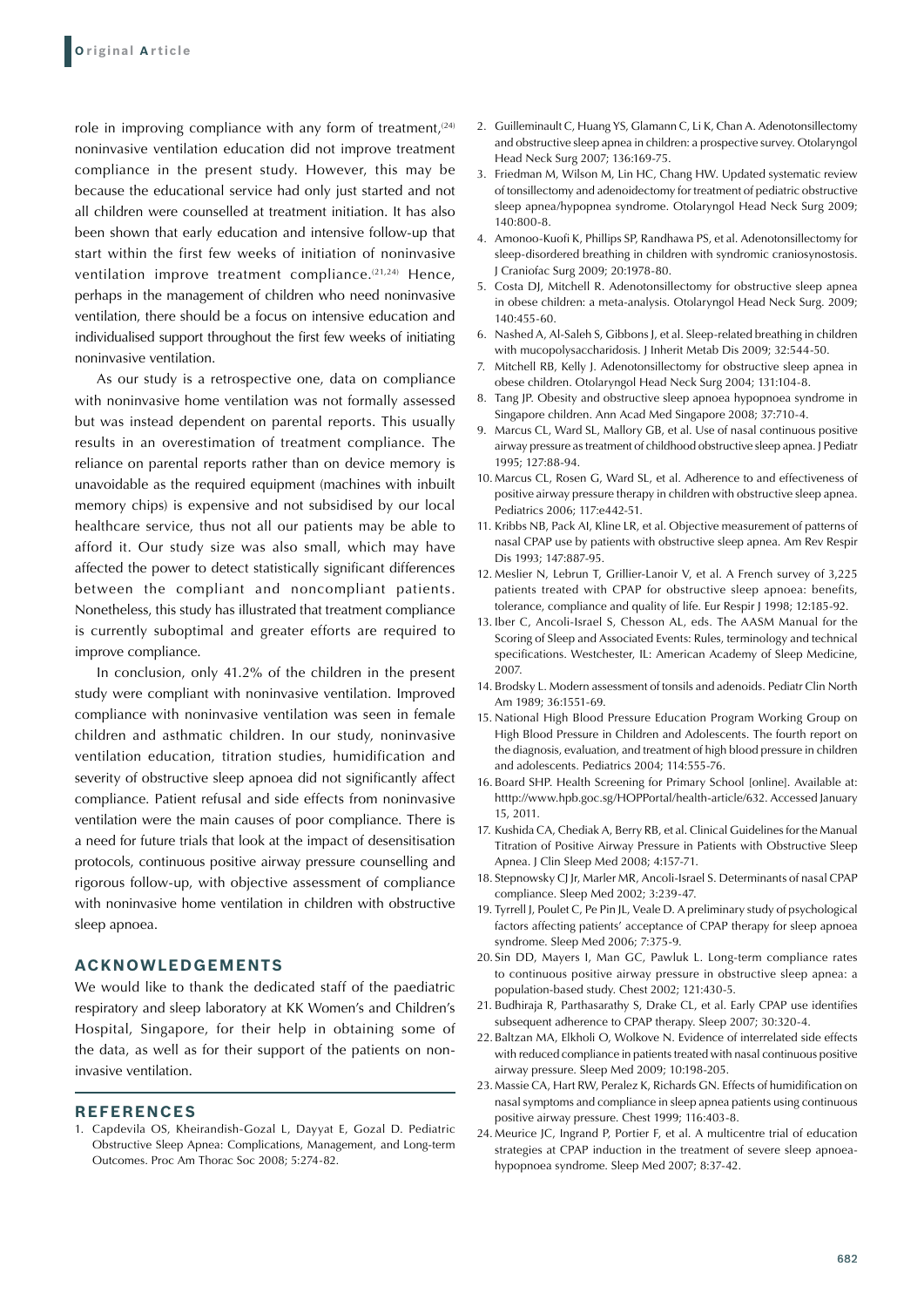role in improving compliance with any form of treatment,[24] noninvasive ventilation education did not improve treatment compliance in the present study. However, this may be because the educational service had only just started and not all children were counselled at treatment initiation. It has also been shown that early education and intensive follow-up that start within the first few weeks of initiation of noninvasive ventilation improve treatment compliance.[21,24] Hence, perhaps in the management of children who need noninvasive ventilation, there should be a focus on intensive education and individualised support throughout the first few weeks of initiating noninvasive ventilation.

As our study is a retrospective one, data on compliance with noninvasive home ventilation was not formally assessed but was instead dependent on parental reports. This usually results in an overestimation of treatment compliance. The reliance on parental reports rather than on device memory is unavoidable as the required equipment (machines with inbuilt memory chips) is expensive and not subsidised by our local healthcare service, thus not all our patients may be able to afford it. Our study size was also small, which may have affected the power to detect statistically significant differences between the compliant and noncompliant patients. Nonetheless, this study has illustrated that treatment compliance is currently suboptimal and greater efforts are required to improve compliance.

In conclusion, only 41.2% of the children in the present study were compliant with noninvasive ventilation. Improved compliance with noninvasive ventilation was seen in female children and asthmatic children. In our study, noninvasive ventilation education, titration studies, humidification and severity of obstructive sleep apnoea did not significantly affect compliance. Patient refusal and side effects from noninvasive ventilation were the main causes of poor compliance. There is a need for future trials that look at the impact of desensitisation protocols, continuous positive airway pressure counselling and rigorous follow-up, with objective assessment of compliance with noninvasive home ventilation in children with obstructive sleep apnoea.

## ACKNOWLEDGEMENTS

We would like to thank the dedicated staff of the paediatric respiratory and sleep laboratory at KK Women's and Children's Hospital, Singapore, for their help in obtaining some of the data, as well as for their support of the patients on non-invasive ventilation.

## REFERENCES

1. Capdevila OS, Kheirandish-Gozal L, Dayyat E, Gozal D. Pediatric Obstructive Sleep Apnea: Complications, Management, and Long-term Outcomes. Proc Am Thorac Soc 2008; 5:274-82.
2. Guilleminault C, Huang YS, Glamann C, Li K, Chan A. Adenotonsillectomy and obstructive sleep apnea in children: a prospective survey. Otolaryngol Head Neck Surg 2007; 136:169-75.
3. Friedman M, Wilson M, Lin HC, Chang HW. Updated systematic review of tonsillectomy and adenoidectomy for treatment of pediatric obstructive sleep apnea/hypopnea syndrome. Otolaryngol Head Neck Surg 2009; 140:800-8.
4. Amonoo-Kuofi K, Phillips SP, Randhawa PS, et al. Adenotonsillectomy for sleep-disordered breathing in children with syndromic craniosynostosis. J Craniofac Surg 2009; 20:1978-80.
5. Costa DJ, Mitchell R. Adenotonsillectomy for obstructive sleep apnea in obese children: a meta-analysis. Otolaryngol Head Neck Surg. 2009; 140:455-60.
6. Nashed A, Al-Saleh S, Gibbons J, et al. Sleep-related breathing in children with mucopolysaccharidosis. J Inherit Metab Dis 2009; 32:544-50.
7. Mitchell RB, Kelly J. Adenotonsillectomy for obstructive sleep apnea in obese children. Otolaryngol Head Neck Surg 2004; 131:104-8.
8. Tang JP. Obesity and obstructive sleep apnoea hypopnoea syndrome in Singapore children. Ann Acad Med Singapore 2008; 37:710-4.
9. Marcus CL, Ward SL, Mallory GB, et al. Use of nasal continuous positive airway pressure as treatment of childhood obstructive sleep apnea. J Pediatr 1995; 127:88-94.
10. Marcus CL, Rosen G, Ward SL, et al. Adherence to and effectiveness of positive airway pressure therapy in children with obstructive sleep apnea. Pediatrics 2006; 117:e442-51.
11. Kribbs NB, Pack AI, Kline LR, et al. Objective measurement of patterns of nasal CPAP use by patients with obstructive sleep apnea. Am Rev Respir Dis 1993; 147:887-95.
12. Meslier N, Lebrun T, Grillier-Lanoir V, et al. A French survey of 3,225 patients treated with CPAP for obstructive sleep apnoea: benefits, tolerance, compliance and quality of life. Eur Respir J 1998; 12:185-92.
13. Iber C, Ancoli-Israel S, Chesson AL, eds. The AASM Manual for the Scoring of Sleep and Associated Events: Rules, terminology and technical specifications. Westchester, IL: American Academy of Sleep Medicine, 2007.
14. Brodsky L. Modern assessment of tonsils and adenoids. Pediatr Clin North Am 1989; 36:1551-69.
15. National High Blood Pressure Education Program Working Group on High Blood Pressure in Children and Adolescents. The fourth report on the diagnosis, evaluation, and treatment of high blood pressure in children and adolescents. Pediatrics 2004; 114:555-76.
16. Board SHP. Health Screening for Primary School [online]. Available at: htttp://www.hpb.goc.sg/HOPPortal/health-article/632. Accessed January 15, 2011.
17. Kushida CA, Chediak A, Berry RB, et al. Clinical Guidelines for the Manual Titration of Positive Airway Pressure in Patients with Obstructive Sleep Apnea. J Clin Sleep Med 2008; 4:157-71.
18. Stepnowsky CJ Jr, Marler MR, Ancoli-Israel S. Determinants of nasal CPAP compliance. Sleep Med 2002; 3:239-47.
19. Tyrrell J, Poulet C, Pe Pin JL, Veale D. A preliminary study of psychological factors affecting patients' acceptance of CPAP therapy for sleep apnoea syndrome. Sleep Med 2006; 7:375-9.
20. Sin DD, Mayers I, Man GC, Pawluk L. Long-term compliance rates to continuous positive airway pressure in obstructive sleep apnea: a population-based study. Chest 2002; 121:430-5.
21. Budhiraja R, Parthasarathy S, Drake CL, et al. Early CPAP use identifies subsequent adherence to CPAP therapy. Sleep 2007; 30:320-4.
22. Baltzan MA, Elkholi O, Wolkove N. Evidence of interrelated side effects with reduced compliance in patients treated with nasal continuous positive airway pressure. Sleep Med 2009; 10:198-205.
23. Massie CA, Hart RW, Peralez K, Richards GN. Effects of humidification on nasal symptoms and compliance in sleep apnea patients using continuous positive airway pressure. Chest 1999; 116:403-8.
24. Meurice JC, Ingrand P, Portier F, et al. A multicentre trial of education strategies at CPAP induction in the treatment of severe sleep apnoea-hypopnoea syndrome. Sleep Med 2007; 8:37-42.